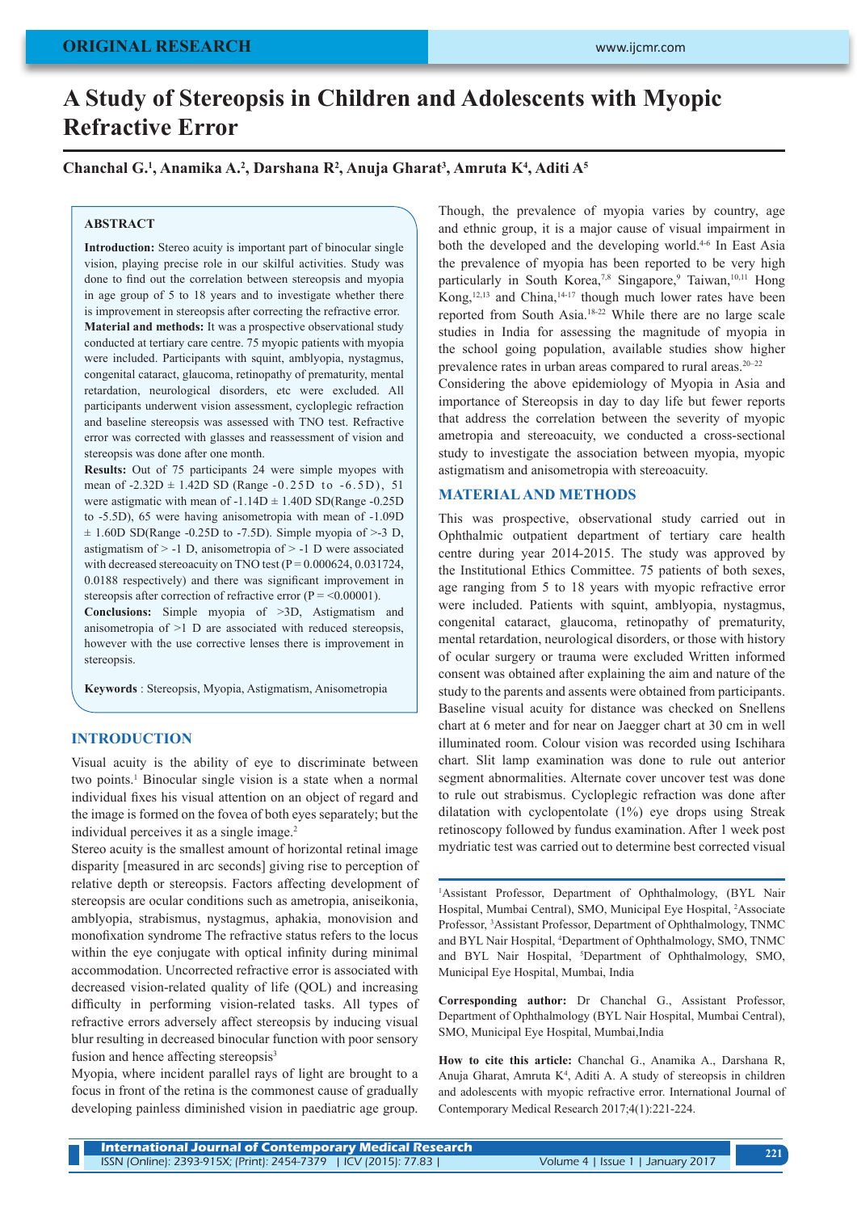ORIGINAL RESEARCH

# A Study of Stereopsis in Children and Adolescents with Myopic Refractive Error

**Chanchal G.[1], Anamika A.[2], Darshana R[2], Anuja Gharat[3], Amruta K[4], Aditi A[5]**

## ABSTRACT

**Introduction:** Stereo acuity is important part of binocular single vision, playing precise role in our skilful activities. Study was done to find out the correlation between stereopsis and myopia in age group of 5 to 18 years and to investigate whether there is improvement in stereopsis after correcting the refractive error.
**Material and methods:** It was a prospective observational study conducted at tertiary care centre. 75 myopic patients with myopia were included. Participants with squint, amblyopia, nystagmus, congenital cataract, glaucoma, retinopathy of prematurity, mental retardation, neurological disorders, etc were excluded. All participants underwent vision assessment, cycloplegic refraction and baseline stereopsis was assessed with TNO test. Refractive error was corrected with glasses and reassessment of vision and stereopsis was done after one month.
**Results:** Out of 75 participants 24 were simple myopes with mean of -2.32D ± 1.42D SD (Range -0.25D to -6.5D), 51 were astigmatic with mean of -1.14D ± 1.40D SD(Range -0.25D to -5.5D), 65 were having anisometropia with mean of -1.09D ± 1.60D SD(Range -0.25D to -7.5D). Simple myopia of >-3 D, astigmatism of > -1 D, anisometropia of > -1 D were associated with decreased stereoacuity on TNO test (P = 0.000624, 0.031724, 0.0188 respectively) and there was significant improvement in stereopsis after correction of refractive error (P = <0.00001).
**Conclusions:** Simple myopia of >3D, Astigmatism and anisometropia of >1 D are associated with reduced stereopsis, however with the use corrective lenses there is improvement in stereopsis.

**Keywords** : Stereopsis, Myopia, Astigmatism, Anisometropia

## INTRODUCTION

Visual acuity is the ability of eye to discriminate between two points.[1] Binocular single vision is a state when a normal individual fixes his visual attention on an object of regard and the image is formed on the fovea of both eyes separately; but the individual perceives it as a single image.[2]

Stereo acuity is the smallest amount of horizontal retinal image disparity [measured in arc seconds] giving rise to perception of relative depth or stereopsis. Factors affecting development of stereopsis are ocular conditions such as ametropia, aniseikonia, amblyopia, strabismus, nystagmus, aphakia, monovision and monofixation syndrome The refractive status refers to the locus within the eye conjugate with optical infinity during minimal accommodation. Uncorrected refractive error is associated with decreased vision-related quality of life (QOL) and increasing difficulty in performing vision-related tasks. All types of refractive errors adversely affect stereopsis by inducing visual blur resulting in decreased binocular function with poor sensory fusion and hence affecting stereopsis[3]

Myopia, where incident parallel rays of light are brought to a focus in front of the retina is the commonest cause of gradually developing painless diminished vision in paediatric age group.

Though, the prevalence of myopia varies by country, age and ethnic group, it is a major cause of visual impairment in both the developed and the developing world.[4-6] In East Asia the prevalence of myopia has been reported to be very high particularly in South Korea,[7,8] Singapore,[9] Taiwan,[10,11] Hong Kong,[12,13] and China,[14-17] though much lower rates have been reported from South Asia.[18-22] While there are no large scale studies in India for assessing the magnitude of myopia in the school going population, available studies show higher prevalence rates in urban areas compared to rural areas.[20–22]

Considering the above epidemiology of Myopia in Asia and importance of Stereopsis in day to day life but fewer reports that address the correlation between the severity of myopic ametropia and stereoacuity, we conducted a cross-sectional study to investigate the association between myopia, myopic astigmatism and anisometropia with stereoacuity.

## MATERIAL AND METHODS

This was prospective, observational study carried out in Ophthalmic outpatient department of tertiary care health centre during year 2014-2015. The study was approved by the Institutional Ethics Committee. 75 patients of both sexes, age ranging from 5 to 18 years with myopic refractive error were included. Patients with squint, amblyopia, nystagmus, congenital cataract, glaucoma, retinopathy of prematurity, mental retardation, neurological disorders, or those with history of ocular surgery or trauma were excluded Written informed consent was obtained after explaining the aim and nature of the study to the parents and assents were obtained from participants. Baseline visual acuity for distance was checked on Snellens chart at 6 meter and for near on Jaegger chart at 30 cm in well illuminated room. Colour vision was recorded using Ischihara chart. Slit lamp examination was done to rule out anterior segment abnormalities. Alternate cover uncover test was done to rule out strabismus. Cycloplegic refraction was done after dilatation with cyclopentolate (1%) eye drops using Streak retinoscopy followed by fundus examination. After 1 week post mydriatic test was carried out to determine best corrected visual

[1]Assistant Professor, Department of Ophthalmology, (BYL Nair Hospital, Mumbai Central), SMO, Municipal Eye Hospital, [2]Associate Professor, [3]Assistant Professor, Department of Ophthalmology, TNMC and BYL Nair Hospital, [4]Department of Ophthalmology, SMO, TNMC and BYL Nair Hospital, [5]Department of Ophthalmology, SMO, Municipal Eye Hospital, Mumbai, India

**Corresponding author:** Dr Chanchal G., Assistant Professor, Department of Ophthalmology (BYL Nair Hospital, Mumbai Central), SMO, Municipal Eye Hospital, Mumbai,India

**How to cite this article:** Chanchal G., Anamika A., Darshana R, Anuja Gharat, Amruta K[4], Aditi A. A study of stereopsis in children and adolescents with myopic refractive error. International Journal of Contemporary Medical Research 2017;4(1):221-224.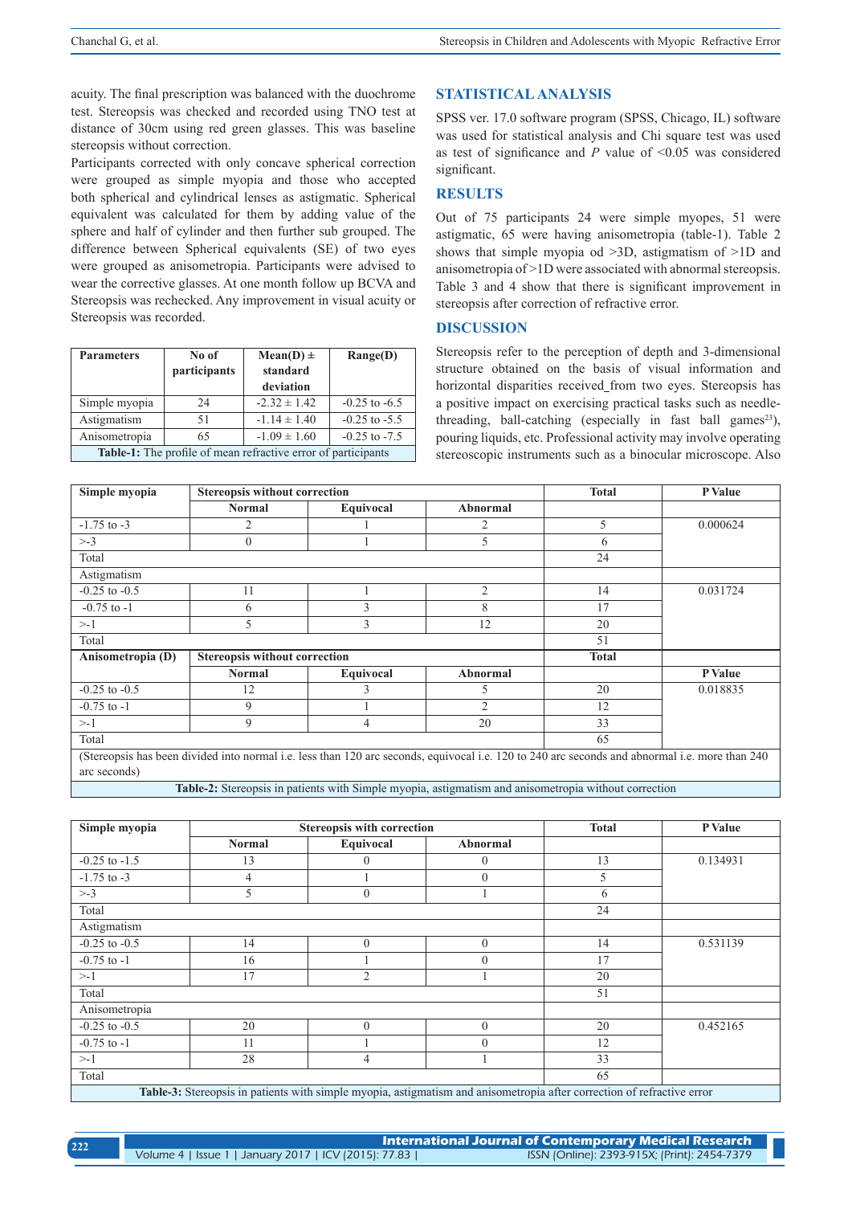acuity. The final prescription was balanced with the duochrome test. Stereopsis was checked and recorded using TNO test at distance of 30cm using red green glasses. This was baseline stereopsis without correction.

Participants corrected with only concave spherical correction were grouped as simple myopia and those who accepted both spherical and cylindrical lenses as astigmatic. Spherical equivalent was calculated for them by adding value of the sphere and half of cylinder and then further sub grouped. The difference between Spherical equivalents (SE) of two eyes were grouped as anisometropia. Participants were advised to wear the corrective glasses. At one month follow up BCVA and Stereopsis was rechecked. Any improvement in visual acuity or Stereopsis was recorded.

| Parameters | No of participants | Mean(D) ± standard deviation | Range(D) |
|---|---|---|---|
| Simple myopia | 24 | -2.32 ± 1.42 | -0.25 to -6.5 |
| Astigmatism | 51 | -1.14 ± 1.40 | -0.25 to -5.5 |
| Anisometropia | 65 | -1.09 ± 1.60 | -0.25 to -7.5 |

**Table-1:** The profile of mean refractive error of participants

## STATISTICAL ANALYSIS

SPSS ver. 17.0 software program (SPSS, Chicago, IL) software was used for statistical analysis and Chi square test was used as test of significance and *P* value of <0.05 was considered significant.

## RESULTS

Out of 75 participants 24 were simple myopes, 51 were astigmatic, 65 were having anisometropia (table-1). Table 2 shows that simple myopia od >3D, astigmatism of >1D and anisometropia of >1D were associated with abnormal stereopsis. Table 3 and 4 show that there is significant improvement in stereopsis after correction of refractive error.

## DISCUSSION

Stereopsis refer to the perception of depth and 3-dimensional structure obtained on the basis of visual information and horizontal disparities received_from two eyes. Stereopsis has a positive impact on exercising practical tasks such as needle-threading, ball-catching (especially in fast ball games[23]), pouring liquids, etc. Professional activity may involve operating stereoscopic instruments such as a binocular microscope. Also

| Simple myopia | Stereopsis without correction | | | Total | P Value |
|---|---|---|---|---|---|
| | Normal | Equivocal | Abnormal | | |
| -1.75 to -3 | 2 | 1 | 2 | 5 | 0.000624 |
| >-3 | 0 | 1 | 5 | 6 | |
| Total | | | | 24 | |
| Astigmatism | | | | | |
| -0.25 to -0.5 | 11 | 1 | 2 | 14 | 0.031724 |
| -0.75 to -1 | 6 | 3 | 8 | 17 | |
| >-1 | 5 | 3 | 12 | 20 | |
| Total | | | | 51 | |
| **Anisometropia (D)** | **Stereopsis without correction** | | | **Total** | |
| | **Normal** | **Equivocal** | **Abnormal** | | **P Value** |
| -0.25 to -0.5 | 12 | 3 | 5 | 20 | 0.018835 |
| -0.75 to -1 | 9 | 1 | 2 | 12 | |
| >-1 | 9 | 4 | 20 | 33 | |
| Total | | | | 65 | |

(Stereopsis has been divided into normal i.e. less than 120 arc seconds, equivocal i.e. 120 to 240 arc seconds and abnormal i.e. more than 240 arc seconds)

**Table-2:** Stereopsis in patients with Simple myopia, astigmatism and anisometropia without correction

| Simple myopia | Stereopsis with correction | | | Total | P Value |
|---|---|---|---|---|---|
| | Normal | Equivocal | Abnormal | | |
| -0.25 to -1.5 | 13 | 0 | 0 | 13 | 0.134931 |
| -1.75 to -3 | 4 | 1 | 0 | 5 | |
| >-3 | 5 | 0 | 1 | 6 | |
| Total | | | | 24 | |
| Astigmatism | | | | | |
| -0.25 to -0.5 | 14 | 0 | 0 | 14 | 0.531139 |
| -0.75 to -1 | 16 | 1 | 0 | 17 | |
| >-1 | 17 | 2 | 1 | 20 | |
| Total | | | | 51 | |
| Anisometropia | | | | | |
| -0.25 to -0.5 | 20 | 0 | 0 | 20 | 0.452165 |
| -0.75 to -1 | 11 | 1 | 0 | 12 | |
| >-1 | 28 | 4 | 1 | 33 | |
| Total | | | | 65 | |

**Table-3:** Stereopsis in patients with simple myopia, astigmatism and anisometropia after correction of refractive error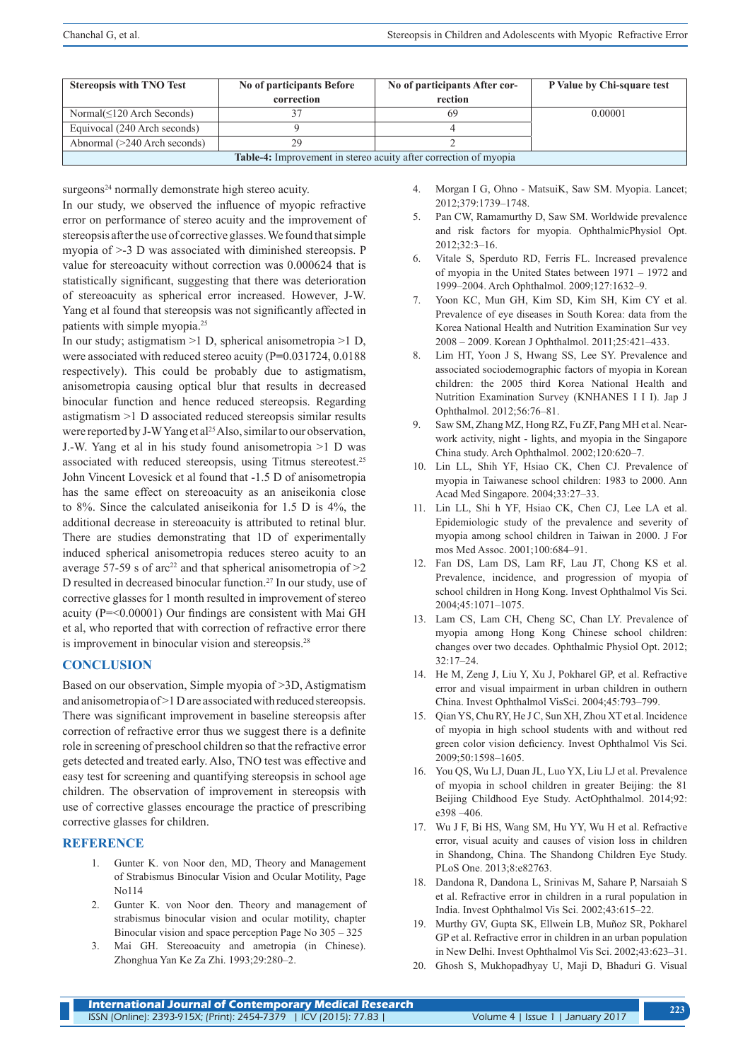| Stereopsis with TNO Test | No of participants Before correction | No of participants After correction | P Value by Chi-square test |
|---|---|---|---|
| Normal(≤120 Arch Seconds) | 37 | 69 | 0.00001 |
| Equivocal (240 Arch seconds) | 9 | 4 | |
| Abnormal (>240 Arch seconds) | 29 | 2 | |

**Table-4:** Improvement in stereo acuity after correction of myopia

surgeons[24] normally demonstrate high stereo acuity.

In our study, we observed the influence of myopic refractive error on performance of stereo acuity and the improvement of stereopsis after the use of corrective glasses. We found that simple myopia of >-3 D was associated with diminished stereopsis. P value for stereoacuity without correction was 0.000624 that is statistically significant, suggesting that there was deterioration of stereoacuity as spherical error increased. However, J-W. Yang et al found that stereopsis was not significantly affected in patients with simple myopia.[25]

In our study; astigmatism >1 D, spherical anisometropia >1 D, were associated with reduced stereo acuity (P=0.031724, 0.0188 respectively). This could be probably due to astigmatism, anisometropia causing optical blur that results in decreased binocular function and hence reduced stereopsis. Regarding astigmatism >1 D associated reduced stereopsis similar results were reported by J-W Yang et al[25] Also, similar to our observation, J.-W. Yang et al in his study found anisometropia >1 D was associated with reduced stereopsis, using Titmus stereotest.[25] John Vincent Lovesick et al found that -1.5 D of anisometropia has the same effect on stereoacuity as an aniseikonia close to 8%. Since the calculated aniseikonia for 1.5 D is 4%, the additional decrease in stereoacuity is attributed to retinal blur. There are studies demonstrating that 1D of experimentally induced spherical anisometropia reduces stereo acuity to an average 57-59 s of arc[22] and that spherical anisometropia of >2 D resulted in decreased binocular function.[27] In our study, use of corrective glasses for 1 month resulted in improvement of stereo acuity (P=<0.00001) Our findings are consistent with Mai GH et al, who reported that with correction of refractive error there is improvement in binocular vision and stereopsis.[28]

## CONCLUSION

Based on our observation, Simple myopia of >3D, Astigmatism and anisometropia of >1 D are associated with reduced stereopsis. There was significant improvement in baseline stereopsis after correction of refractive error thus we suggest there is a definite role in screening of preschool children so that the refractive error gets detected and treated early. Also, TNO test was effective and easy test for screening and quantifying stereopsis in school age children. The observation of improvement in stereopsis with use of corrective glasses encourage the practice of prescribing corrective glasses for children.

## REFERENCE

1. Gunter K. von Noor den, MD, Theory and Management of Strabismus Binocular Vision and Ocular Motility, Page No114
2. Gunter K. von Noor den. Theory and management of strabismus binocular vision and ocular motility, chapter Binocular vision and space perception Page No 305 – 325
3. Mai GH. Stereoacuity and ametropia (in Chinese). Zhonghua Yan Ke Za Zhi. 1993;29:280–2.
4. Morgan I G, Ohno - MatsuiK, Saw SM. Myopia. Lancet; 2012;379:1739–1748.
5. Pan CW, Ramamurthy D, Saw SM. Worldwide prevalence and risk factors for myopia. OphthalmicPhysiol Opt. 2012;32:3–16.
6. Vitale S, Sperduto RD, Ferris FL. Increased prevalence of myopia in the United States between 1971 – 1972 and 1999–2004. Arch Ophthalmol. 2009;127:1632–9.
7. Yoon KC, Mun GH, Kim SD, Kim SH, Kim CY et al. Prevalence of eye diseases in South Korea: data from the Korea National Health and Nutrition Examination Sur vey 2008 – 2009. Korean J Ophthalmol. 2011;25:421–433.
8. Lim HT, Yoon J S, Hwang SS, Lee SY. Prevalence and associated sociodemographic factors of myopia in Korean children: the 2005 third Korea National Health and Nutrition Examination Survey (KNHANES I I I). Jap J Ophthalmol. 2012;56:76–81.
9. Saw SM, Zhang MZ, Hong RZ, Fu ZF, Pang MH et al. Near-work activity, night - lights, and myopia in the Singapore China study. Arch Ophthalmol. 2002;120:620–7.
10. Lin LL, Shih YF, Hsiao CK, Chen CJ. Prevalence of myopia in Taiwanese school children: 1983 to 2000. Ann Acad Med Singapore. 2004;33:27–33.
11. Lin LL, Shi h YF, Hsiao CK, Chen CJ, Lee LA et al. Epidemiologic study of the prevalence and severity of myopia among school children in Taiwan in 2000. J For mos Med Assoc. 2001;100:684–91.
12. Fan DS, Lam DS, Lam RF, Lau JT, Chong KS et al. Prevalence, incidence, and progression of myopia of school children in Hong Kong. Invest Ophthalmol Vis Sci. 2004;45:1071–1075.
13. Lam CS, Lam CH, Cheng SC, Chan LY. Prevalence of myopia among Hong Kong Chinese school children: changes over two decades. Ophthalmic Physiol Opt. 2012; 32:17–24.
14. He M, Zeng J, Liu Y, Xu J, Pokharel GP, et al. Refractive error and visual impairment in urban children in outhern China. Invest Ophthalmol VisSci. 2004;45:793–799.
15. Qian YS, Chu RY, He J C, Sun XH, Zhou XT et al. Incidence of myopia in high school students with and without red green color vision deficiency. Invest Ophthalmol Vis Sci. 2009;50:1598–1605.
16. You QS, Wu LJ, Duan JL, Luo YX, Liu LJ et al. Prevalence of myopia in school children in greater Beijing: the 81 Beijing Childhood Eye Study. ActOphthalmol. 2014;92: e398 –406.
17. Wu J F, Bi HS, Wang SM, Hu YY, Wu H et al. Refractive error, visual acuity and causes of vision loss in children in Shandong, China. The Shandong Children Eye Study. PLoS One. 2013;8:e82763.
18. Dandona R, Dandona L, Srinivas M, Sahare P, Narsaiah S et al. Refractive error in children in a rural population in India. Invest Ophthalmol Vis Sci. 2002;43:615–22.
19. Murthy GV, Gupta SK, Ellwein LB, Muñoz SR, Pokharel GP et al. Refractive error in children in an urban population in New Delhi. Invest Ophthalmol Vis Sci. 2002;43:623–31.
20. Ghosh S, Mukhopadhyay U, Maji D, Bhaduri G. Visual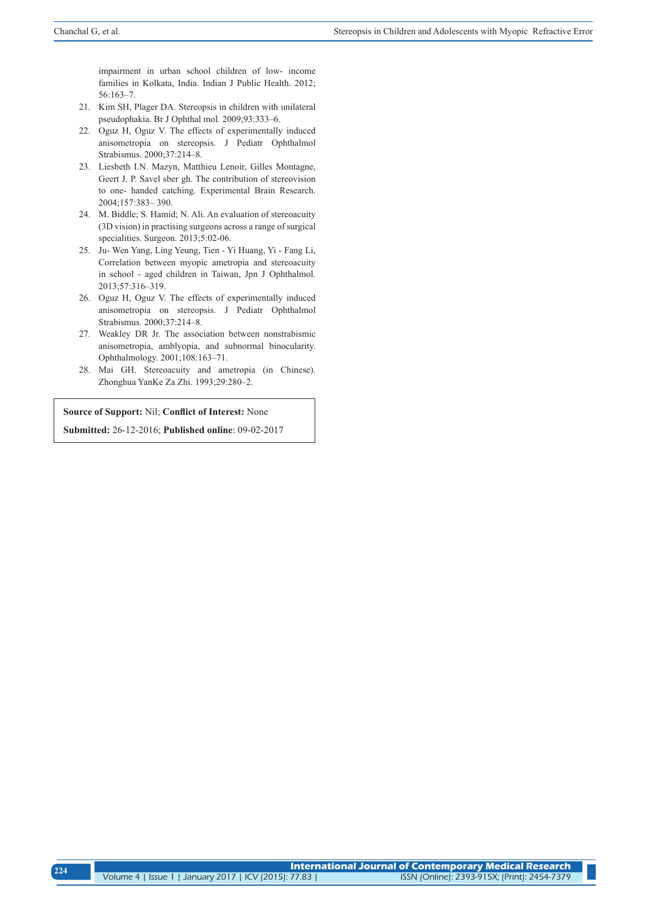impairment in urban school children of low- income families in Kolkata, India. Indian J Public Health. 2012; 56:163–7.

21. Kim SH, Plager DA. Stereopsis in children with unilateral pseudophakia. Br J Ophthal mol. 2009;93:333–6.
22. Oguz H, Oguz V. The effects of experimentally induced anisometropia on stereopsis. J Pediatr Ophthalmol Strabismus. 2000;37:214–8.
23. Liesbeth I.N. Mazyn, Matthieu Lenoir, Gilles Montagne, Geert J. P. Savel sber gh. The contribution of stereovision to one- handed catching. Experimental Brain Research. 2004;157:383– 390.
24. M. Biddle; S. Hamid; N. Ali. An evaluation of stereoacuity (3D vision) in practising surgeons across a range of surgical specialities. Surgeon. 2013;5:02-06.
25. Ju- Wen Yang, Ling Yeung, Tien - Yi Huang, Yi - Fang Li, Correlation between myopic ametropia and stereoacuity in school - aged children in Taiwan, Jpn J Ophthalmol. 2013;57:316–319.
26. Oguz H, Oguz V. The effects of experimentally induced anisometropia on stereopsis. J Pediatr Ophthalmol Strabismus. 2000;37:214–8.
27. Weakley DR Jr. The association between nonstrabismic anisometropia, amblyopia, and subnormal binocularity. Ophthalmology. 2001;108:163–71.
28. Mai GH. Stereoacuity and ametropia (in Chinese). Zhonghua YanKe Za Zhi. 1993;29:280–2.

**Source of Support:** Nil; **Conflict of Interest:** None

**Submitted:** 26-12-2016; **Published online**: 09-02-2017